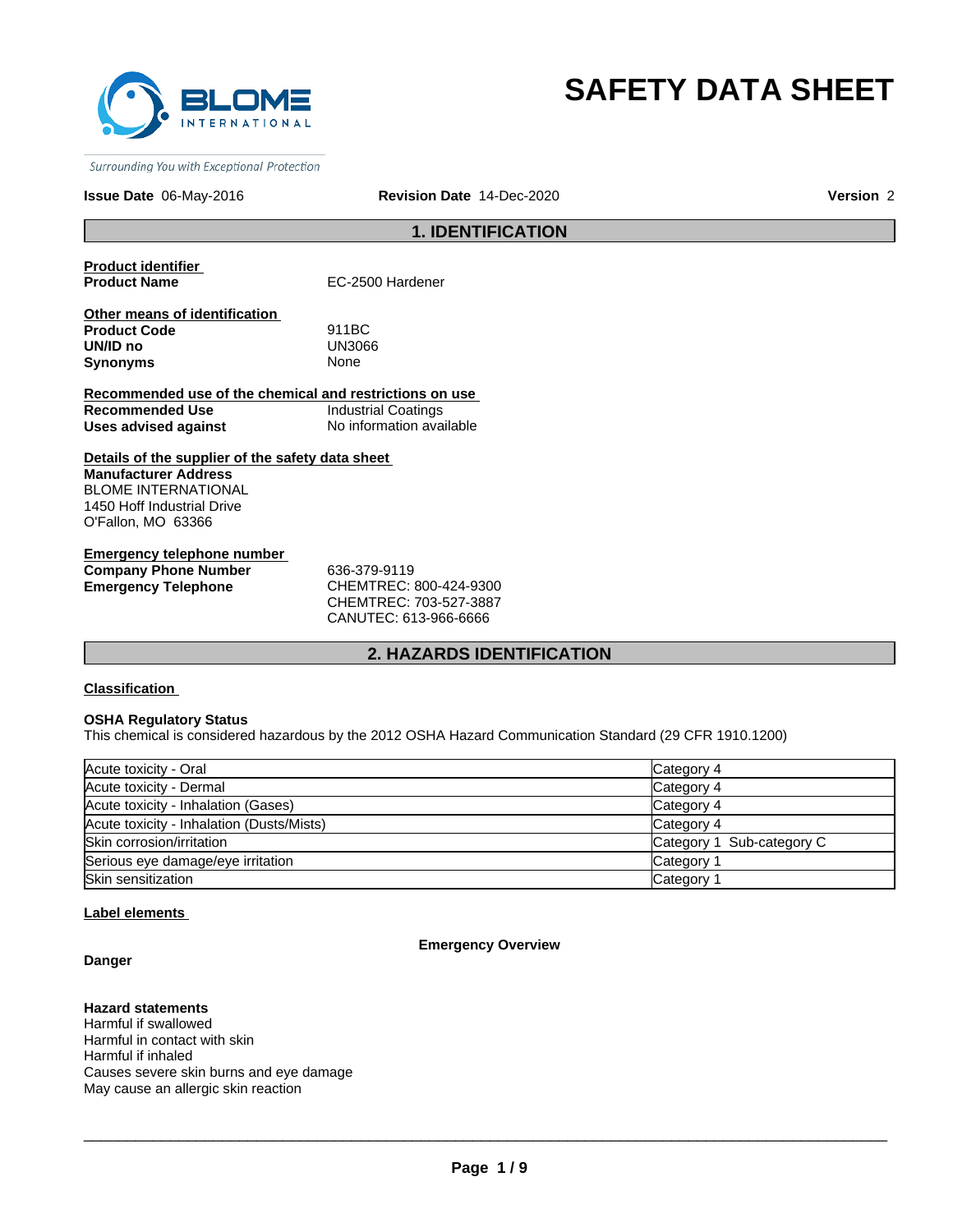# SAFETY DATA SHEET

Surrounding You with Exceptional Protection

**Issue Date** 06-May-2016 **Revision Date** 14-Dec-2020 **Version** 2

## 1. IDENTIFICATION

**Product identifier**

**Product Name** EC-2500 Hardener

**Other means of identification**

**Product Code** 911BC
**UN/ID no** UN3066
**Synonyms** None

**Recommended use of the chemical and restrictions on use**

**Recommended Use** Industrial Coatings
**Uses advised against** No information available

**Details of the supplier of the safety data sheet**

**Manufacturer Address**
BLOME INTERNATIONAL
1450 Hoff Industrial Drive
O'Fallon, MO 63366

**Emergency telephone number**

**Company Phone Number** 636-379-9119
**Emergency Telephone** CHEMTREC: 800-424-9300
CHEMTREC: 703-527-3887
CANUTEC: 613-966-6666

## 2. HAZARDS IDENTIFICATION

**Classification**

**OSHA Regulatory Status**
This chemical is considered hazardous by the 2012 OSHA Hazard Communication Standard (29 CFR 1910.1200)

| | |
|---|---|
| Acute toxicity - Oral | Category 4 |
| Acute toxicity - Dermal | Category 4 |
| Acute toxicity - Inhalation (Gases) | Category 4 |
| Acute toxicity - Inhalation (Dusts/Mists) | Category 4 |
| Skin corrosion/irritation | Category 1 Sub-category C |
| Serious eye damage/eye irritation | Category 1 |
| Skin sensitization | Category 1 |

**Label elements**

**Emergency Overview**

**Danger**

**Hazard statements**
Harmful if swallowed
Harmful in contact with skin
Harmful if inhaled
Causes severe skin burns and eye damage
May cause an allergic skin reaction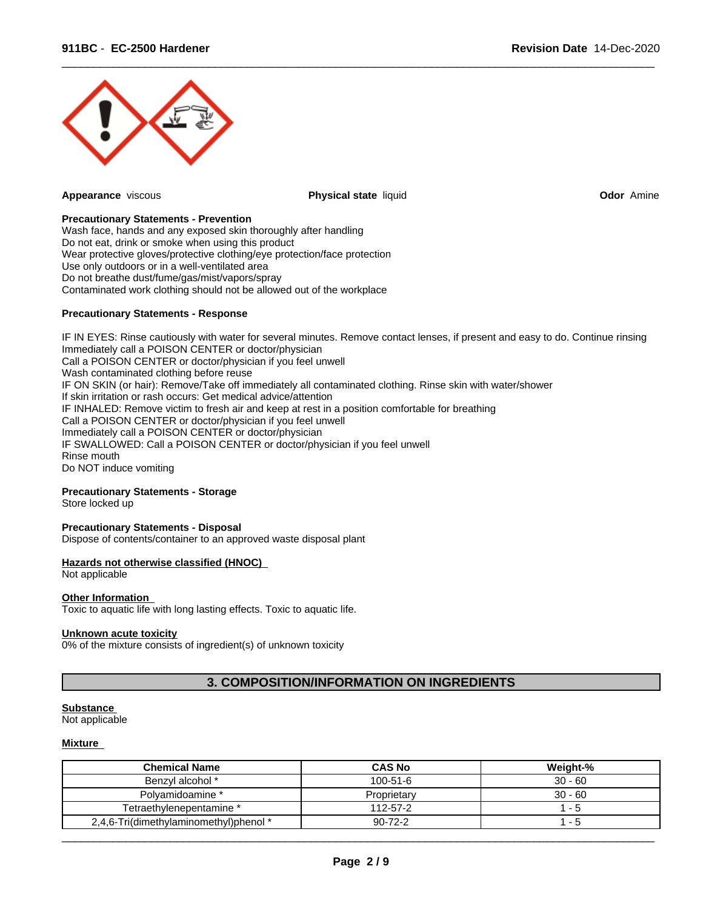**Appearance** viscous

**Physical state** liquid

**Odor** Amine

**Precautionary Statements - Prevention**

Wash face, hands and any exposed skin thoroughly after handling
Do not eat, drink or smoke when using this product
Wear protective gloves/protective clothing/eye protection/face protection
Use only outdoors or in a well-ventilated area
Do not breathe dust/fume/gas/mist/vapors/spray
Contaminated work clothing should not be allowed out of the workplace

**Precautionary Statements - Response**

IF IN EYES: Rinse cautiously with water for several minutes. Remove contact lenses, if present and easy to do. Continue rinsing
Immediately call a POISON CENTER or doctor/physician
Call a POISON CENTER or doctor/physician if you feel unwell
Wash contaminated clothing before reuse
IF ON SKIN (or hair): Remove/Take off immediately all contaminated clothing. Rinse skin with water/shower
If skin irritation or rash occurs: Get medical advice/attention
IF INHALED: Remove victim to fresh air and keep at rest in a position comfortable for breathing
Call a POISON CENTER or doctor/physician if you feel unwell
Immediately call a POISON CENTER or doctor/physician
IF SWALLOWED: Call a POISON CENTER or doctor/physician if you feel unwell
Rinse mouth
Do NOT induce vomiting

**Precautionary Statements - Storage**

Store locked up

**Precautionary Statements - Disposal**

Dispose of contents/container to an approved waste disposal plant

**Hazards not otherwise classified (HNOC)**

Not applicable

**Other Information**

Toxic to aquatic life with long lasting effects. Toxic to aquatic life.

**Unknown acute toxicity**

0% of the mixture consists of ingredient(s) of unknown toxicity

## 3. COMPOSITION/INFORMATION ON INGREDIENTS

**Substance**

Not applicable

**Mixture**

| Chemical Name | CAS No | Weight-% |
|---|---|---|
| Benzyl alcohol * | 100-51-6 | 30 - 60 |
| Polyamidoamine * | Proprietary | 30 - 60 |
| Tetraethylenepentamine * | 112-57-2 | 1 - 5 |
| 2,4,6-Tri(dimethylaminomethyl)phenol * | 90-72-2 | 1 - 5 |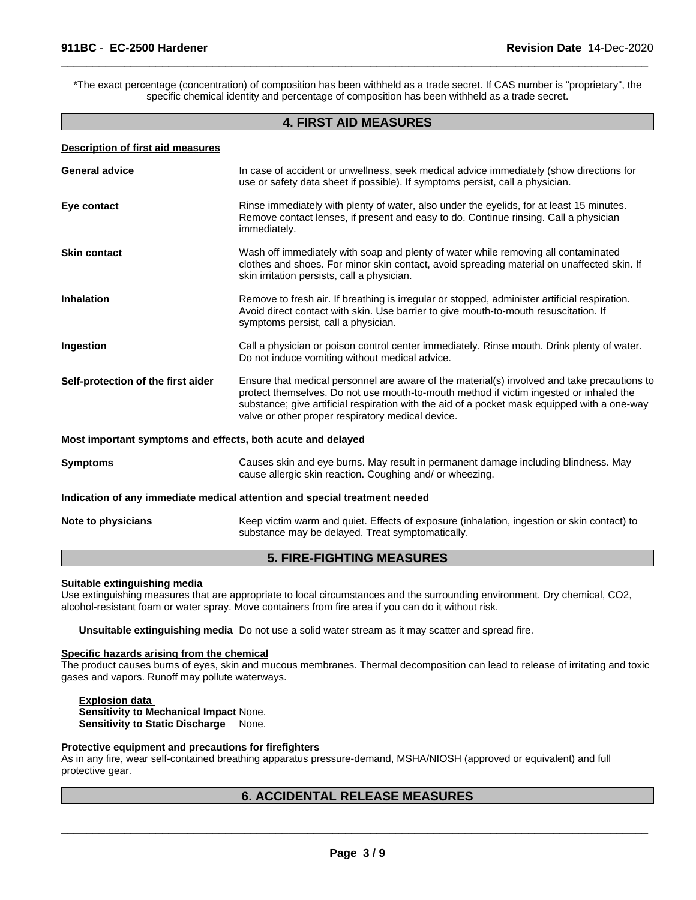*The exact percentage (concentration) of composition has been withheld as a trade secret. If CAS number is "proprietary", the specific chemical identity and percentage of composition has been withheld as a trade secret.

## 4. FIRST AID MEASURES

**Description of first aid measures**

**General advice** In case of accident or unwellness, seek medical advice immediately (show directions for use or safety data sheet if possible). If symptoms persist, call a physician.

**Eye contact** Rinse immediately with plenty of water, also under the eyelids, for at least 15 minutes. Remove contact lenses, if present and easy to do. Continue rinsing. Call a physician immediately.

**Skin contact** Wash off immediately with soap and plenty of water while removing all contaminated clothes and shoes. For minor skin contact, avoid spreading material on unaffected skin. If skin irritation persists, call a physician.

**Inhalation** Remove to fresh air. If breathing is irregular or stopped, administer artificial respiration. Avoid direct contact with skin. Use barrier to give mouth-to-mouth resuscitation. If symptoms persist, call a physician.

**Ingestion** Call a physician or poison control center immediately. Rinse mouth. Drink plenty of water. Do not induce vomiting without medical advice.

**Self-protection of the first aider** Ensure that medical personnel are aware of the material(s) involved and take precautions to protect themselves. Do not use mouth-to-mouth method if victim ingested or inhaled the substance; give artificial respiration with the aid of a pocket mask equipped with a one-way valve or other proper respiratory medical device.

**Most important symptoms and effects, both acute and delayed**

**Symptoms** Causes skin and eye burns. May result in permanent damage including blindness. May cause allergic skin reaction. Coughing and/ or wheezing.

**Indication of any immediate medical attention and special treatment needed**

**Note to physicians** Keep victim warm and quiet. Effects of exposure (inhalation, ingestion or skin contact) to substance may be delayed. Treat symptomatically.

## 5. FIRE-FIGHTING MEASURES

**Suitable extinguishing media**

Use extinguishing measures that are appropriate to local circumstances and the surrounding environment. Dry chemical, CO2, alcohol-resistant foam or water spray. Move containers from fire area if you can do it without risk.

**Unsuitable extinguishing media** Do not use a solid water stream as it may scatter and spread fire.

**Specific hazards arising from the chemical**

The product causes burns of eyes, skin and mucous membranes. Thermal decomposition can lead to release of irritating and toxic gases and vapors. Runoff may pollute waterways.

**Explosion data**
**Sensitivity to Mechanical Impact** None.
**Sensitivity to Static Discharge** None.

**Protective equipment and precautions for firefighters**

As in any fire, wear self-contained breathing apparatus pressure-demand, MSHA/NIOSH (approved or equivalent) and full protective gear.

## 6. ACCIDENTAL RELEASE MEASURES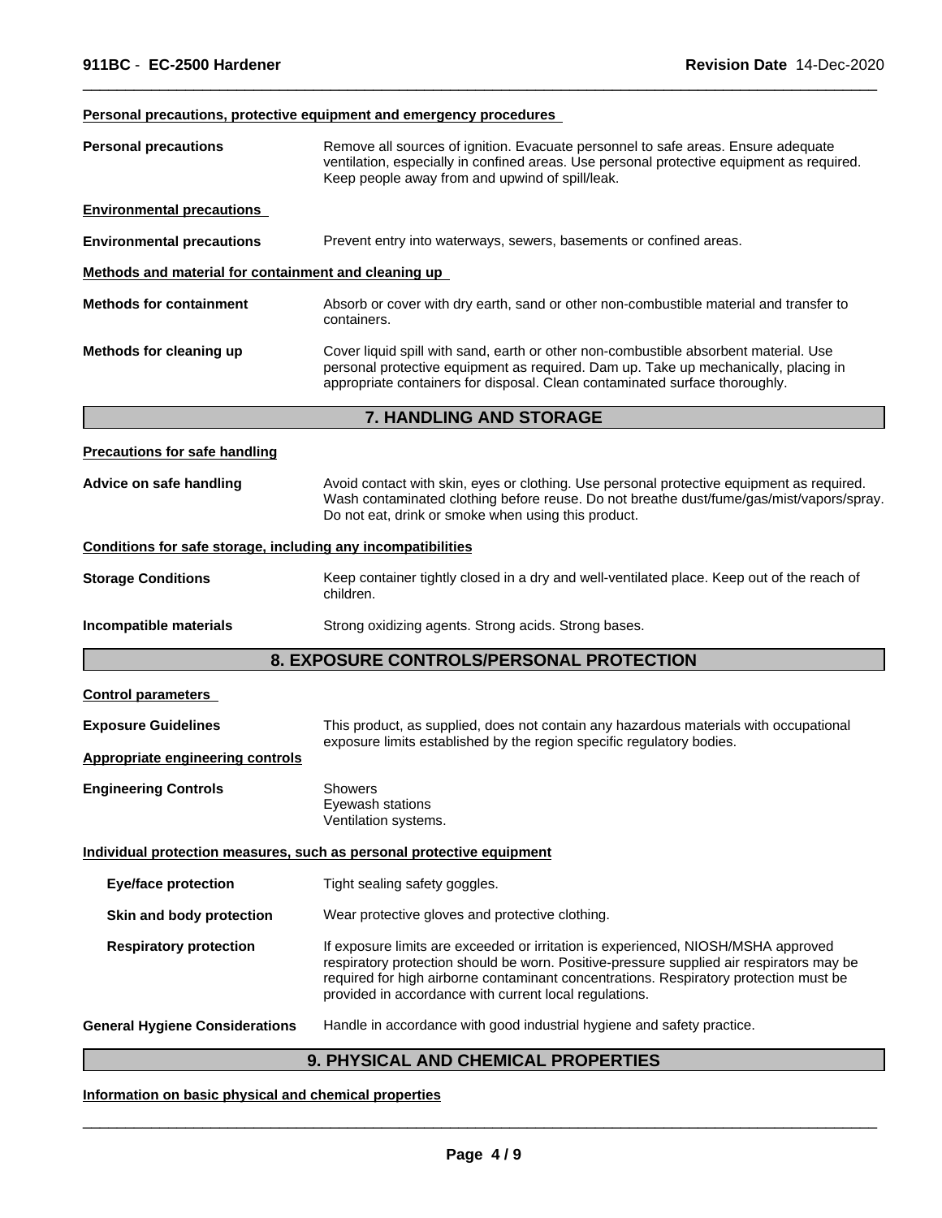**Personal precautions, protective equipment and emergency procedures**

**Personal precautions** Remove all sources of ignition. Evacuate personnel to safe areas. Ensure adequate ventilation, especially in confined areas. Use personal protective equipment as required. Keep people away from and upwind of spill/leak.

**Environmental precautions**

**Environmental precautions** Prevent entry into waterways, sewers, basements or confined areas.

**Methods and material for containment and cleaning up**

**Methods for containment** Absorb or cover with dry earth, sand or other non-combustible material and transfer to containers.

**Methods for cleaning up** Cover liquid spill with sand, earth or other non-combustible absorbent material. Use personal protective equipment as required. Dam up. Take up mechanically, placing in appropriate containers for disposal. Clean contaminated surface thoroughly.

## 7. HANDLING AND STORAGE

**Precautions for safe handling**

**Advice on safe handling** Avoid contact with skin, eyes or clothing. Use personal protective equipment as required. Wash contaminated clothing before reuse. Do not breathe dust/fume/gas/mist/vapors/spray. Do not eat, drink or smoke when using this product.

**Conditions for safe storage, including any incompatibilities**

**Storage Conditions** Keep container tightly closed in a dry and well-ventilated place. Keep out of the reach of children.

**Incompatible materials** Strong oxidizing agents. Strong acids. Strong bases.

## 8. EXPOSURE CONTROLS/PERSONAL PROTECTION

**Control parameters**

**Exposure Guidelines** This product, as supplied, does not contain any hazardous materials with occupational exposure limits established by the region specific regulatory bodies.

**Appropriate engineering controls**

**Engineering Controls** Showers
Eyewash stations
Ventilation systems.

**Individual protection measures, such as personal protective equipment**

**Eye/face protection** Tight sealing safety goggles.

**Skin and body protection** Wear protective gloves and protective clothing.

**Respiratory protection** If exposure limits are exceeded or irritation is experienced, NIOSH/MSHA approved respiratory protection should be worn. Positive-pressure supplied air respirators may be required for high airborne contaminant concentrations. Respiratory protection must be provided in accordance with current local regulations.

**General Hygiene Considerations** Handle in accordance with good industrial hygiene and safety practice.

## 9. PHYSICAL AND CHEMICAL PROPERTIES

**Information on basic physical and chemical properties**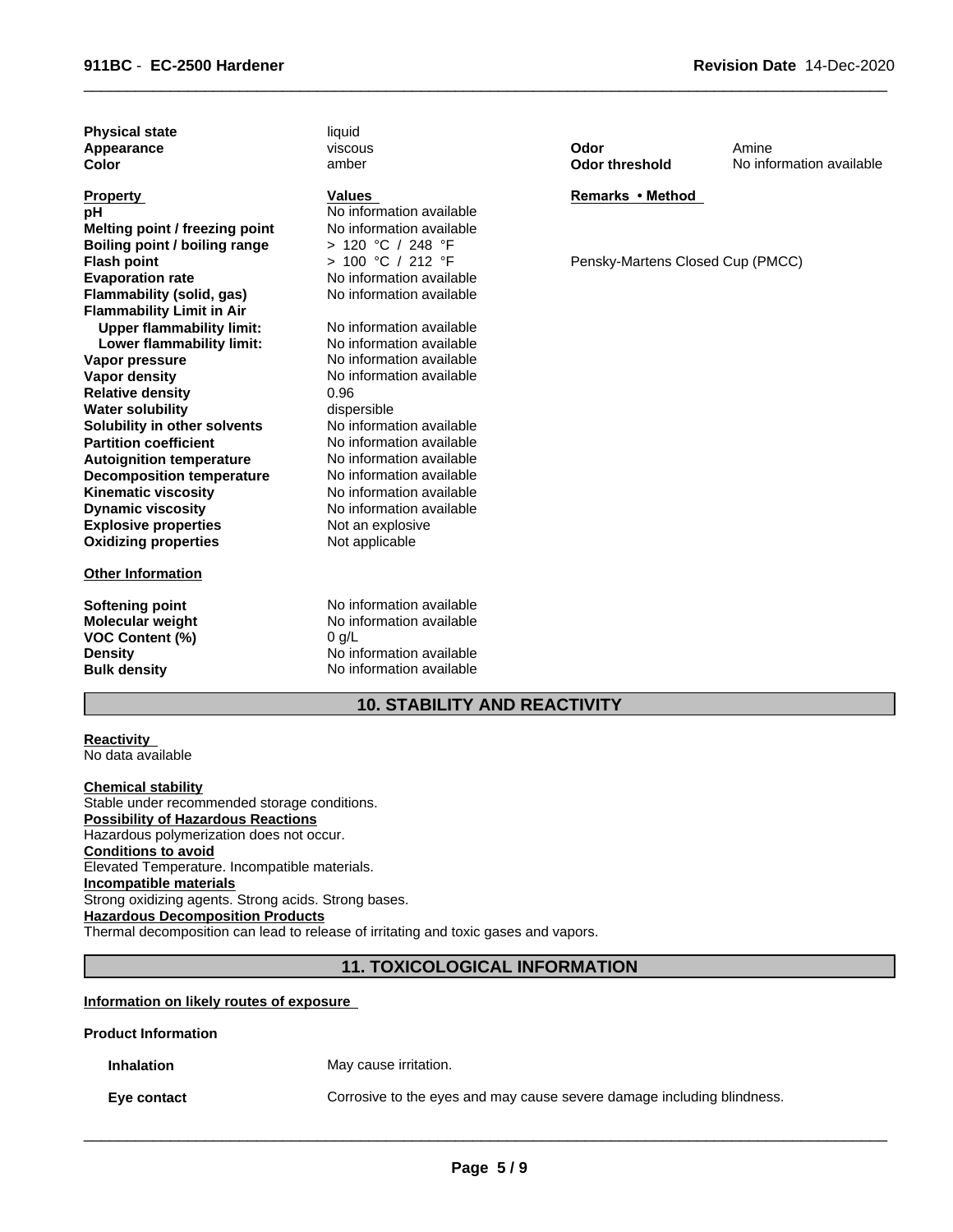| | | | |
|---|---|---|---|
| **Physical state** | liquid | | |
| **Appearance** | viscous | **Odor** | Amine |
| **Color** | amber | **Odor threshold** | No information available |

| **Property** | **Values** | **Remarks • Method** |
|---|---|---|
| **pH** | No information available | |
| **Melting point / freezing point** | No information available | |
| **Boiling point / boiling range** | > 120 °C / 248 °F | |
| **Flash point** | > 100 °C / 212 °F | Pensky-Martens Closed Cup (PMCC) |
| **Evaporation rate** | No information available | |
| **Flammability (solid, gas)** | No information available | |
| **Flammability Limit in Air** | | |
| **Upper flammability limit:** | No information available | |
| **Lower flammability limit:** | No information available | |
| **Vapor pressure** | No information available | |
| **Vapor density** | No information available | |
| **Relative density** | 0.96 | |
| **Water solubility** | dispersible | |
| **Solubility in other solvents** | No information available | |
| **Partition coefficient** | No information available | |
| **Autoignition temperature** | No information available | |
| **Decomposition temperature** | No information available | |
| **Kinematic viscosity** | No information available | |
| **Dynamic viscosity** | No information available | |
| **Explosive properties** | Not an explosive | |
| **Oxidizing properties** | Not applicable | |

**Other Information**

| | |
|---|---|
| **Softening point** | No information available |
| **Molecular weight** | No information available |
| **VOC Content (%)** | 0 g/L |
| **Density** | No information available |
| **Bulk density** | No information available |

## 10. STABILITY AND REACTIVITY

**Reactivity**
No data available

**Chemical stability**
Stable under recommended storage conditions.

**Possibility of Hazardous Reactions**
Hazardous polymerization does not occur.

**Conditions to avoid**
Elevated Temperature. Incompatible materials.

**Incompatible materials**
Strong oxidizing agents. Strong acids. Strong bases.

**Hazardous Decomposition Products**
Thermal decomposition can lead to release of irritating and toxic gases and vapors.

## 11. TOXICOLOGICAL INFORMATION

**Information on likely routes of exposure**

**Product Information**

| | |
|---|---|
| **Inhalation** | May cause irritation. |
| **Eye contact** | Corrosive to the eyes and may cause severe damage including blindness. |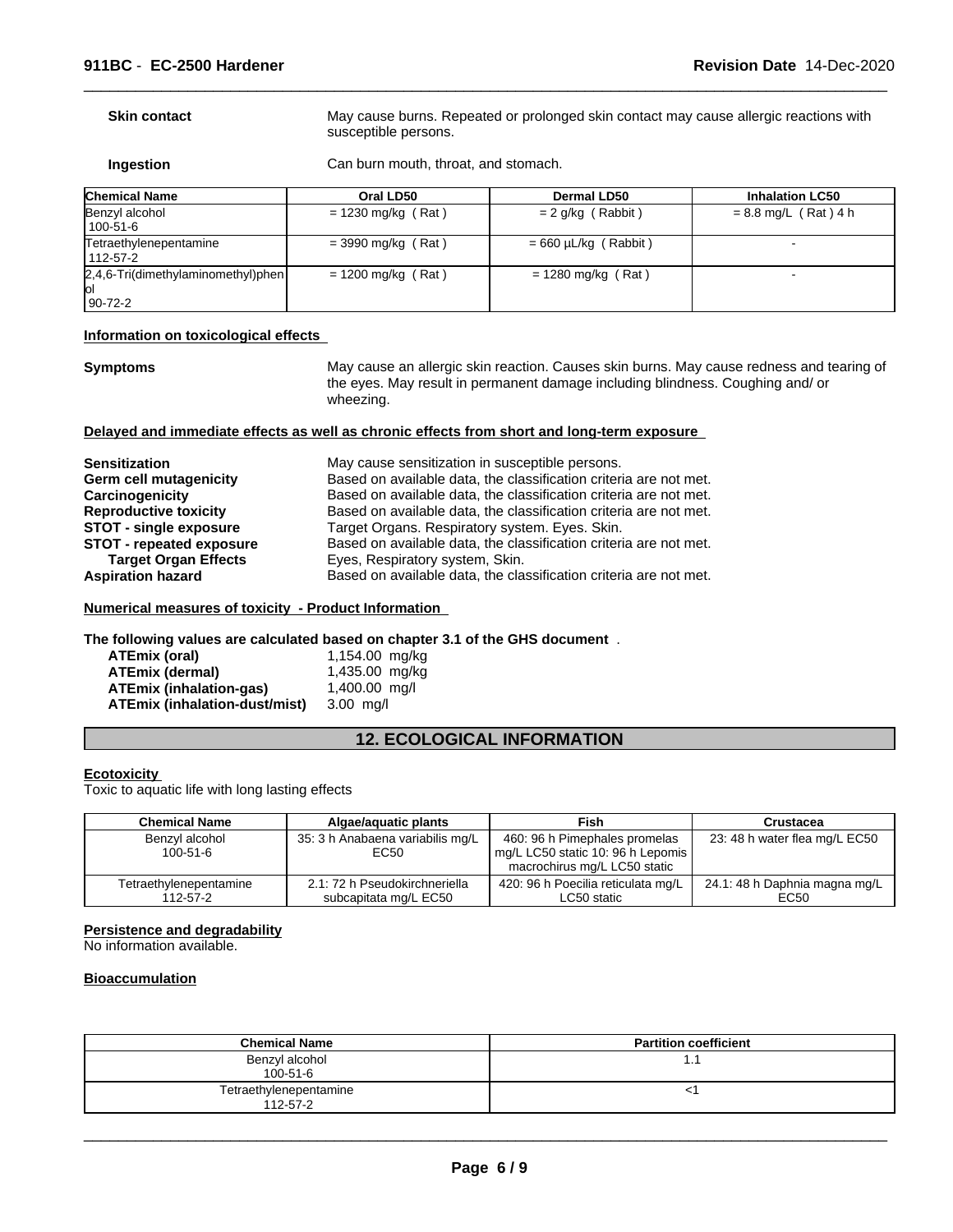**Skin contact** May cause burns. Repeated or prolonged skin contact may cause allergic reactions with susceptible persons.

**Ingestion** Can burn mouth, throat, and stomach.

| Chemical Name | Oral LD50 | Dermal LD50 | Inhalation LC50 |
|---|---|---|---|
| Benzyl alcohol<br>100-51-6 | = 1230 mg/kg ( Rat ) | = 2 g/kg ( Rabbit ) | = 8.8 mg/L ( Rat ) 4 h |
| Tetraethylenepentamine<br>112-57-2 | = 3990 mg/kg ( Rat ) | = 660 µL/kg ( Rabbit ) | - |
| 2,4,6-Tri(dimethylaminomethyl)phenol<br>90-72-2 | = 1200 mg/kg ( Rat ) | = 1280 mg/kg ( Rat ) | - |

**Information on toxicological effects**

**Symptoms** May cause an allergic skin reaction. Causes skin burns. May cause redness and tearing of the eyes. May result in permanent damage including blindness. Coughing and/ or wheezing.

**Delayed and immediate effects as well as chronic effects from short and long-term exposure**

**Sensitization** May cause sensitization in susceptible persons.
**Germ cell mutagenicity** Based on available data, the classification criteria are not met.
**Carcinogenicity** Based on available data, the classification criteria are not met.
**Reproductive toxicity** Based on available data, the classification criteria are not met.
**STOT - single exposure** Target Organs. Respiratory system. Eyes. Skin.
**STOT - repeated exposure** Based on available data, the classification criteria are not met.
**Target Organ Effects** Eyes, Respiratory system, Skin.
**Aspiration hazard** Based on available data, the classification criteria are not met.

**Numerical measures of toxicity - Product Information**

**The following values are calculated based on chapter 3.1 of the GHS document** .

**ATEmix (oral)** 1,154.00 mg/kg
**ATEmix (dermal)** 1,435.00 mg/kg
**ATEmix (inhalation-gas)** 1,400.00 mg/l
**ATEmix (inhalation-dust/mist)** 3.00 mg/l

## 12. ECOLOGICAL INFORMATION

**Ecotoxicity**
Toxic to aquatic life with long lasting effects

| Chemical Name | Algae/aquatic plants | Fish | Crustacea |
|---|---|---|---|
| Benzyl alcohol<br>100-51-6 | 35: 3 h Anabaena variabilis mg/L EC50 | 460: 96 h Pimephales promelas mg/L LC50 static 10: 96 h Lepomis macrochirus mg/L LC50 static | 23: 48 h water flea mg/L EC50 |
| Tetraethylenepentamine<br>112-57-2 | 2.1: 72 h Pseudokirchneriella subcapitata mg/L EC50 | 420: 96 h Poecilia reticulata mg/L LC50 static | 24.1: 48 h Daphnia magna mg/L EC50 |

**Persistence and degradability**
No information available.

**Bioaccumulation**

| Chemical Name | Partition coefficient |
|---|---|
| Benzyl alcohol<br>100-51-6 | 1.1 |
| Tetraethylenepentamine<br>112-57-2 | <1 |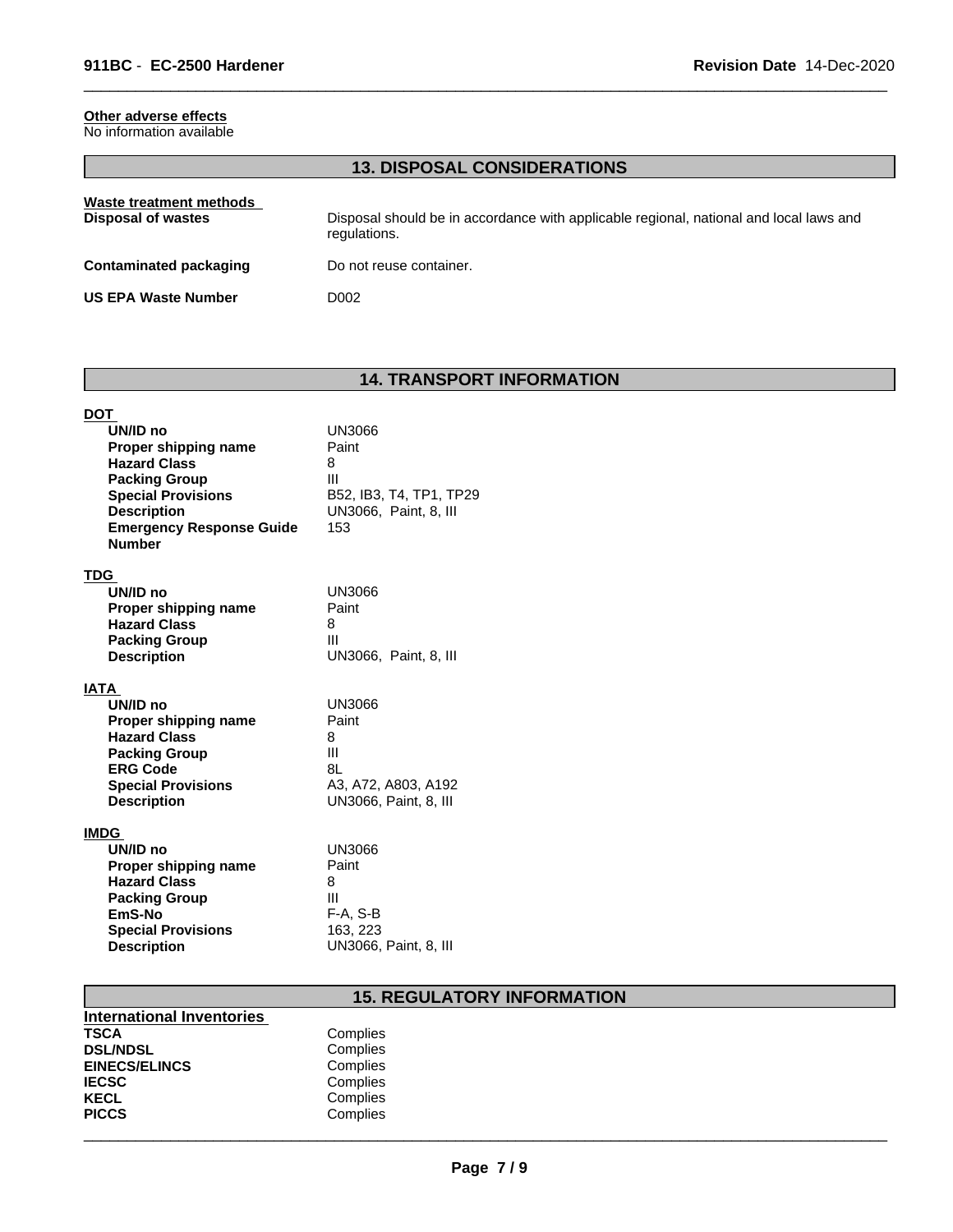**Other adverse effects**
No information available

## 13. DISPOSAL CONSIDERATIONS

**Waste treatment methods**

| | |
|---|---|
| **Disposal of wastes** | Disposal should be in accordance with applicable regional, national and local laws and regulations. |
| **Contaminated packaging** | Do not reuse container. |
| **US EPA Waste Number** | D002 |

## 14. TRANSPORT INFORMATION

**DOT**

| | |
|---|---|
| **UN/ID no** | UN3066 |
| **Proper shipping name** | Paint |
| **Hazard Class** | 8 |
| **Packing Group** | III |
| **Special Provisions** | B52, IB3, T4, TP1, TP29 |
| **Description** | UN3066, Paint, 8, III |
| **Emergency Response Guide Number** | 153 |

**TDG**

| | |
|---|---|
| **UN/ID no** | UN3066 |
| **Proper shipping name** | Paint |
| **Hazard Class** | 8 |
| **Packing Group** | III |
| **Description** | UN3066, Paint, 8, III |

**IATA**

| | |
|---|---|
| **UN/ID no** | UN3066 |
| **Proper shipping name** | Paint |
| **Hazard Class** | 8 |
| **Packing Group** | III |
| **ERG Code** | 8L |
| **Special Provisions** | A3, A72, A803, A192 |
| **Description** | UN3066, Paint, 8, III |

**IMDG**

| | |
|---|---|
| **UN/ID no** | UN3066 |
| **Proper shipping name** | Paint |
| **Hazard Class** | 8 |
| **Packing Group** | III |
| **EmS-No** | F-A, S-B |
| **Special Provisions** | 163, 223 |
| **Description** | UN3066, Paint, 8, III |

## 15. REGULATORY INFORMATION

**International Inventories**

| | |
|---|---|
| **TSCA** | Complies |
| **DSL/NDSL** | Complies |
| **EINECS/ELINCS** | Complies |
| **IECSC** | Complies |
| **KECL** | Complies |
| **PICCS** | Complies |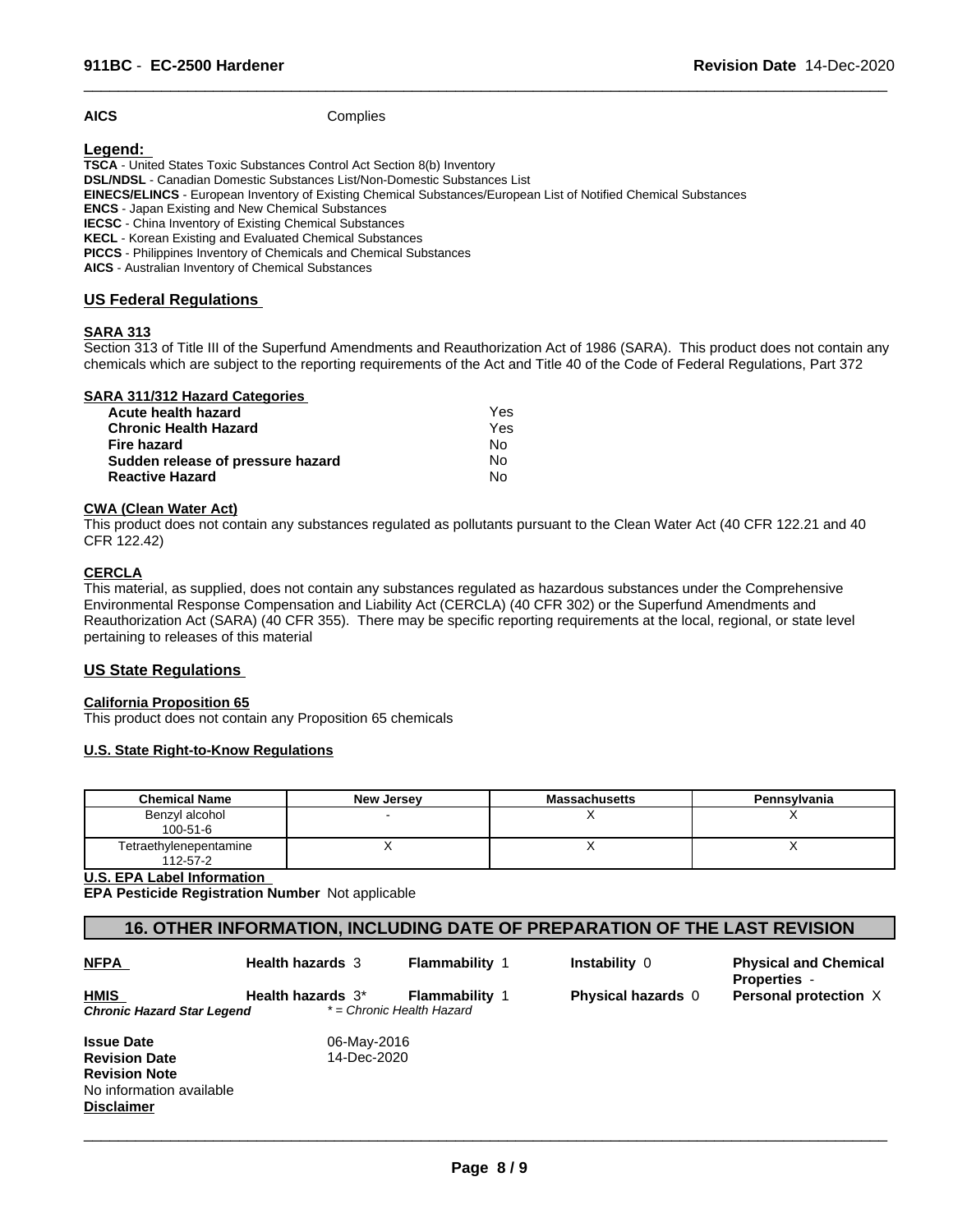| | |
|---|---|
| **AICS** | Complies |

**Legend:**

**TSCA** - United States Toxic Substances Control Act Section 8(b) Inventory
**DSL/NDSL** - Canadian Domestic Substances List/Non-Domestic Substances List
**EINECS/ELINCS** - European Inventory of Existing Chemical Substances/European List of Notified Chemical Substances
**ENCS** - Japan Existing and New Chemical Substances
**IECSC** - China Inventory of Existing Chemical Substances
**KECL** - Korean Existing and Evaluated Chemical Substances
**PICCS** - Philippines Inventory of Chemicals and Chemical Substances
**AICS** - Australian Inventory of Chemical Substances

## US Federal Regulations

### SARA 313

Section 313 of Title III of the Superfund Amendments and Reauthorization Act of 1986 (SARA). This product does not contain any chemicals which are subject to the reporting requirements of the Act and Title 40 of the Code of Federal Regulations, Part 372

### SARA 311/312 Hazard Categories

| | |
|---|---|
| **Acute health hazard** | Yes |
| **Chronic Health Hazard** | Yes |
| **Fire hazard** | No |
| **Sudden release of pressure hazard** | No |
| **Reactive Hazard** | No |

### CWA (Clean Water Act)

This product does not contain any substances regulated as pollutants pursuant to the Clean Water Act (40 CFR 122.21 and 40 CFR 122.42)

### CERCLA

This material, as supplied, does not contain any substances regulated as hazardous substances under the Comprehensive Environmental Response Compensation and Liability Act (CERCLA) (40 CFR 302) or the Superfund Amendments and Reauthorization Act (SARA) (40 CFR 355). There may be specific reporting requirements at the local, regional, or state level pertaining to releases of this material

## US State Regulations

### California Proposition 65

This product does not contain any Proposition 65 chemicals

### U.S. State Right-to-Know Regulations

| Chemical Name | New Jersey | Massachusetts | Pennsylvania |
|---|---|---|---|
| Benzyl alcohol 100-51-6 | - | X | X |
| Tetraethylenepentamine 112-57-2 | X | X | X |

### U.S. EPA Label Information

**EPA Pesticide Registration Number** Not applicable

## 16. OTHER INFORMATION, INCLUDING DATE OF PREPARATION OF THE LAST REVISION

| | | | | |
|---|---|---|---|---|
| **NFPA** | **Health hazards** 3 | **Flammability** 1 | **Instability** 0 | **Physical and Chemical Properties** - |
| **HMIS** | **Health hazards** 3* | **Flammability** 1 | **Physical hazards** 0 | **Personal protection** X |
| ***Chronic Hazard Star Legend*** | *\* = Chronic Health Hazard* | | | |

| | |
|---|---|
| **Issue Date** | 06-May-2016 |
| **Revision Date** | 14-Dec-2020 |

**Revision Note**
No information available

**Disclaimer**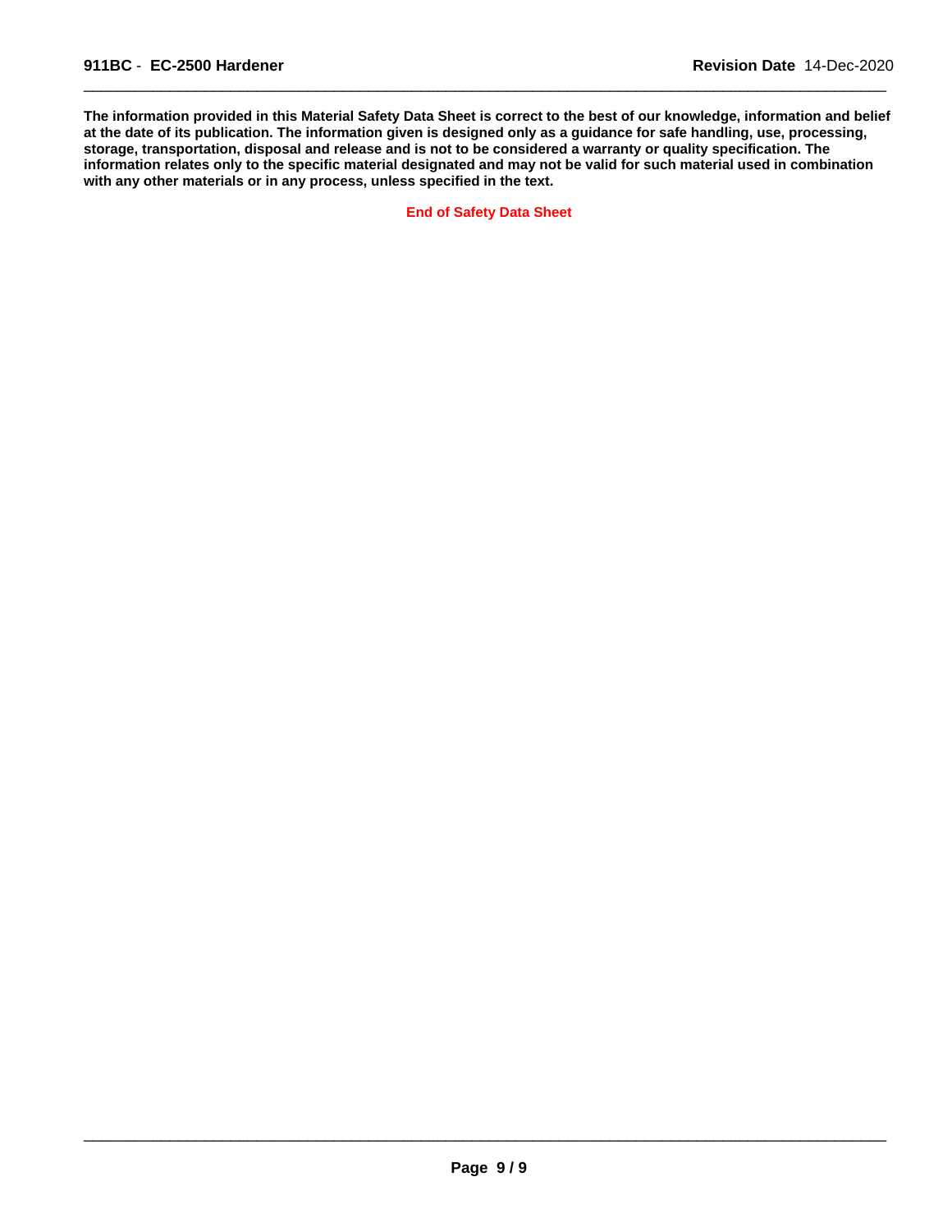**The information provided in this Material Safety Data Sheet is correct to the best of our knowledge, information and belief at the date of its publication. The information given is designed only as a guidance for safe handling, use, processing, storage, transportation, disposal and release and is not to be considered a warranty or quality specification. The information relates only to the specific material designated and may not be valid for such material used in combination with any other materials or in any process, unless specified in the text.**

**End of Safety Data Sheet**